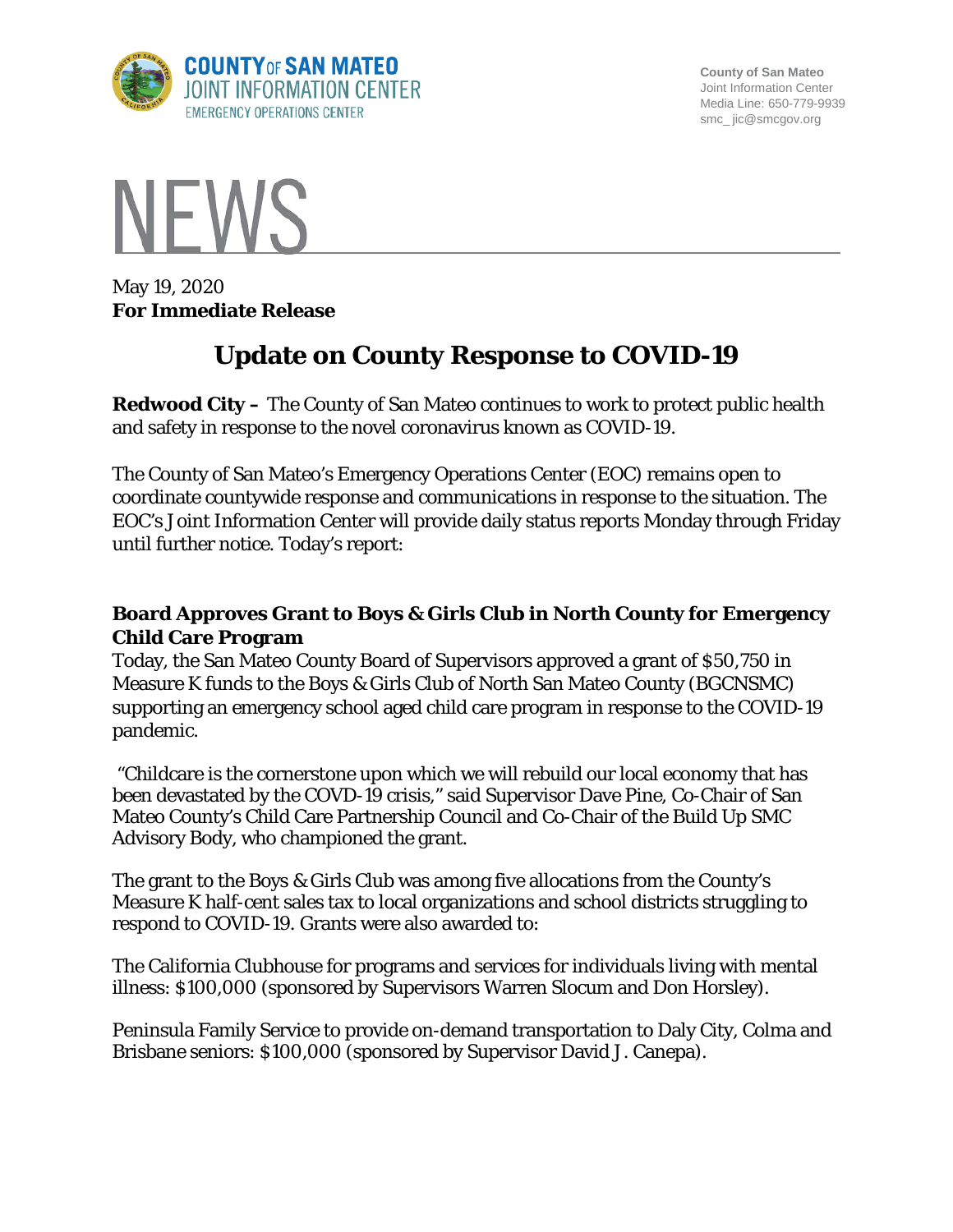**COUNTY OF SAN MATEO**
**JOINT INFORMATION CENTER**
EMERGENCY OPERATIONS CENTER

County of San Mateo
Joint Information Center
Media Line: 650-779-9939
smc_ jic@smcgov.org

# NEWS

May 19, 2020
**For Immediate Release**

## Update on County Response to COVID-19

**Redwood City –** The County of San Mateo continues to work to protect public health and safety in response to the novel coronavirus known as COVID-19.

The County of San Mateo's Emergency Operations Center (EOC) remains open to coordinate countywide response and communications in response to the situation. The EOC's Joint Information Center will provide daily status reports Monday through Friday until further notice. Today's report:

### Board Approves Grant to Boys & Girls Club in North County for Emergency Child Care Program

Today, the San Mateo County Board of Supervisors approved a grant of $50,750 in Measure K funds to the Boys & Girls Club of North San Mateo County (BGCNSMC) supporting an emergency school aged child care program in response to the COVID-19 pandemic.

"Childcare is the cornerstone upon which we will rebuild our local economy that has been devastated by the COVD-19 crisis," said Supervisor Dave Pine, Co-Chair of San Mateo County's Child Care Partnership Council and Co-Chair of the Build Up SMC Advisory Body, who championed the grant.

The grant to the Boys & Girls Club was among five allocations from the County's Measure K half-cent sales tax to local organizations and school districts struggling to respond to COVID-19. Grants were also awarded to:

The California Clubhouse for programs and services for individuals living with mental illness: $100,000 (sponsored by Supervisors Warren Slocum and Don Horsley).

Peninsula Family Service to provide on-demand transportation to Daly City, Colma and Brisbane seniors: $100,000 (sponsored by Supervisor David J. Canepa).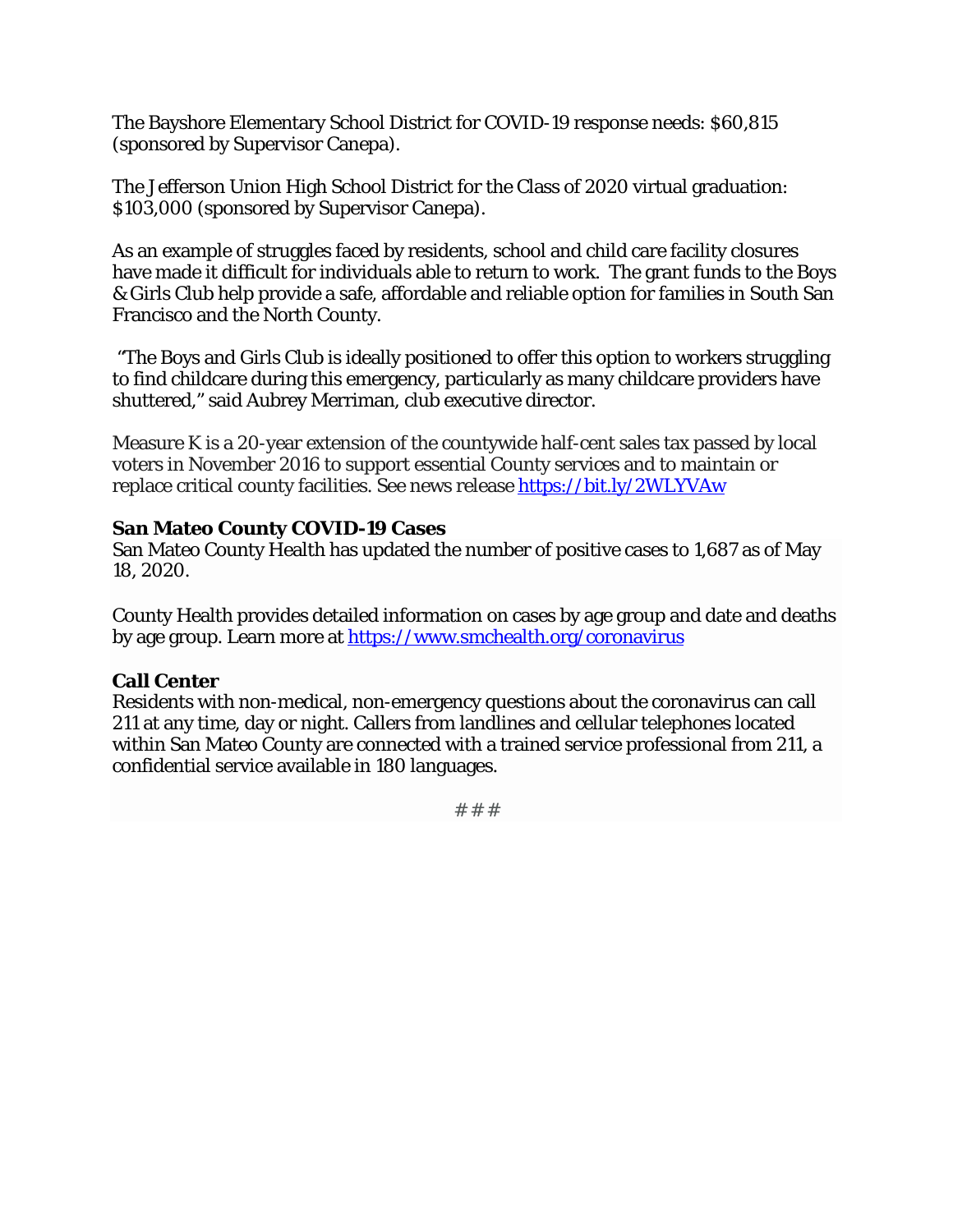The Bayshore Elementary School District for COVID-19 response needs: $60,815 (sponsored by Supervisor Canepa).

The Jefferson Union High School District for the Class of 2020 virtual graduation: $103,000 (sponsored by Supervisor Canepa).

As an example of struggles faced by residents, school and child care facility closures have made it difficult for individuals able to return to work. The grant funds to the Boys & Girls Club help provide a safe, affordable and reliable option for families in South San Francisco and the North County.

"The Boys and Girls Club is ideally positioned to offer this option to workers struggling to find childcare during this emergency, particularly as many childcare providers have shuttered," said Aubrey Merriman, club executive director.

Measure K is a 20-year extension of the countywide half-cent sales tax passed by local voters in November 2016 to support essential County services and to maintain or replace critical county facilities. See news release https://bit.ly/2WLYVAw

**San Mateo County COVID-19 Cases**
San Mateo County Health has updated the number of positive cases to 1,687 as of May 18, 2020.

County Health provides detailed information on cases by age group and date and deaths by age group. Learn more at https://www.smchealth.org/coronavirus

**Call Center**
Residents with non-medical, non-emergency questions about the coronavirus can call 211 at any time, day or night. Callers from landlines and cellular telephones located within San Mateo County are connected with a trained service professional from 211, a confidential service available in 180 languages.

# # #